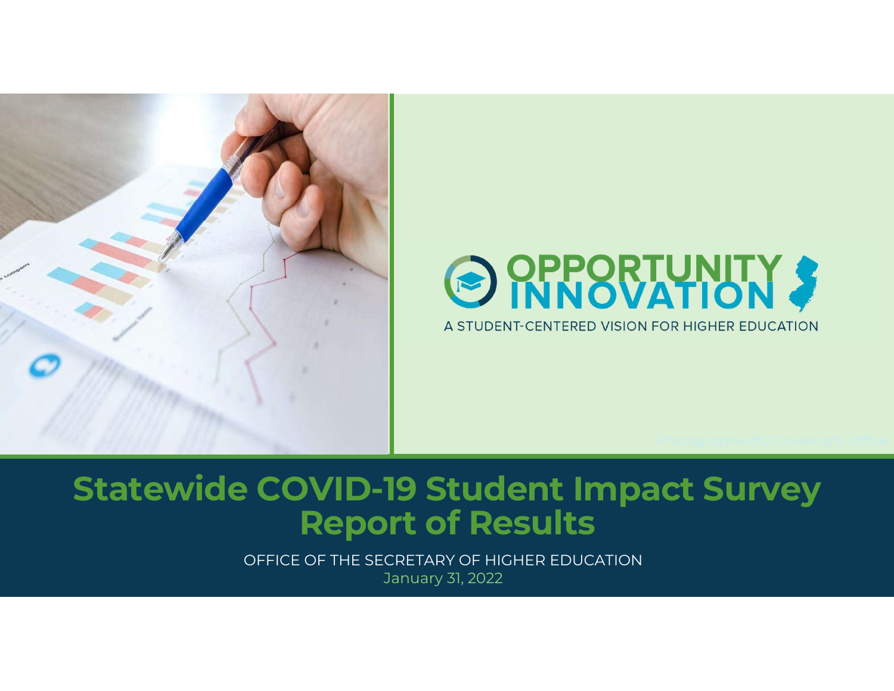OPPORTUNITY INNOVATION

A STUDENT-CENTERED VISION FOR HIGHER EDUCATION

*Photographer/NJ Governor's Office*

# Statewide COVID-19 Student Impact Survey Report of Results

OFFICE OF THE SECRETARY OF HIGHER EDUCATION

January 31, 2022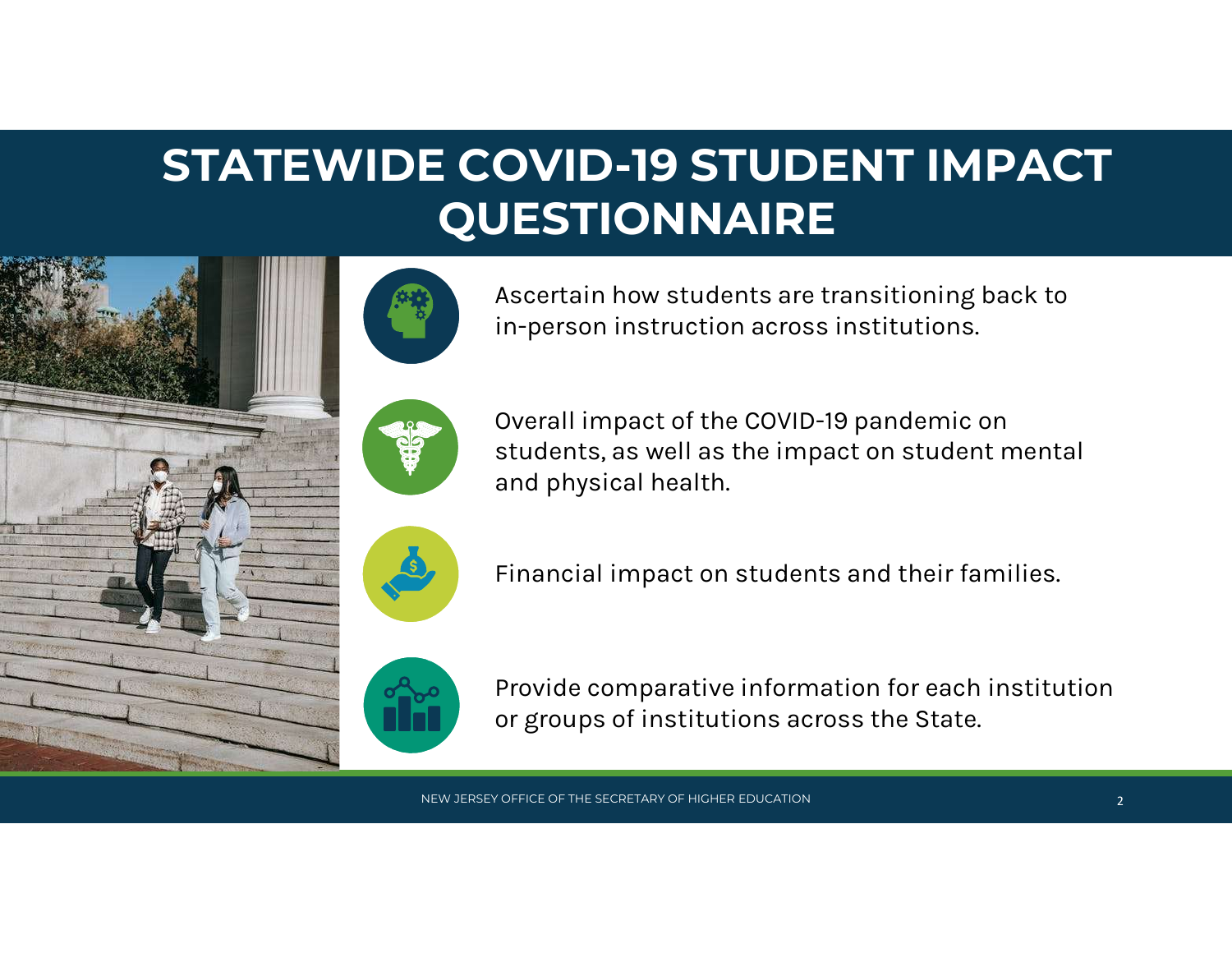# STATEWIDE COVID-19 STUDENT IMPACT QUESTIONNAIRE

- Ascertain how students are transitioning back to in-person instruction across institutions.
- Overall impact of the COVID-19 pandemic on students, as well as the impact on student mental and physical health.
- Financial impact on students and their families.
- Provide comparative information for each institution or groups of institutions across the State.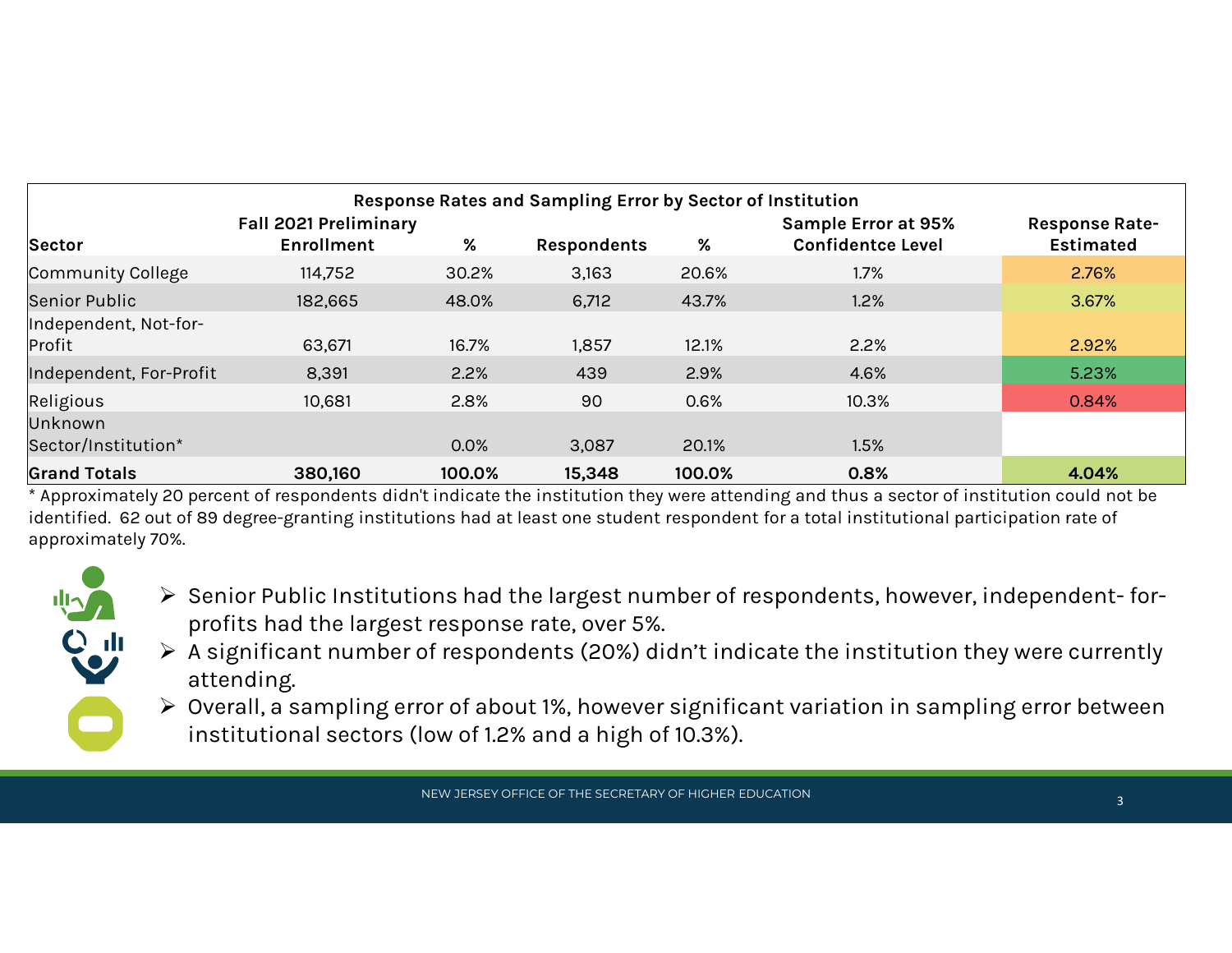**Response Rates and Sampling Error by Sector of Institution**

| Sector | Fall 2021 Preliminary Enrollment | % | Respondents | % | Sample Error at 95% Confidentce Level | Response Rate-Estimated |
|---|---|---|---|---|---|---|
| Community College | 114,752 | 30.2% | 3,163 | 20.6% | 1.7% | 2.76% |
| Senior Public | 182,665 | 48.0% | 6,712 | 43.7% | 1.2% | 3.67% |
| Independent, Not-for-Profit | 63,671 | 16.7% | 1,857 | 12.1% | 2.2% | 2.92% |
| Independent, For-Profit | 8,391 | 2.2% | 439 | 2.9% | 4.6% | 5.23% |
| Religious | 10,681 | 2.8% | 90 | 0.6% | 10.3% | 0.84% |
| Unknown Sector/Institution* | | 0.0% | 3,087 | 20.1% | 1.5% | |
| **Grand Totals** | **380,160** | **100.0%** | **15,348** | **100.0%** | **0.8%** | **4.04%** |

\* Approximately 20 percent of respondents didn't indicate the institution they were attending and thus a sector of institution could not be identified. 62 out of 89 degree-granting institutions had at least one student respondent for a total institutional participation rate of approximately 70%.

- Senior Public Institutions had the largest number of respondents, however, independent- for-profits had the largest response rate, over 5%.
- A significant number of respondents (20%) didn't indicate the institution they were currently attending.
- Overall, a sampling error of about 1%, however significant variation in sampling error between institutional sectors (low of 1.2% and a high of 10.3%).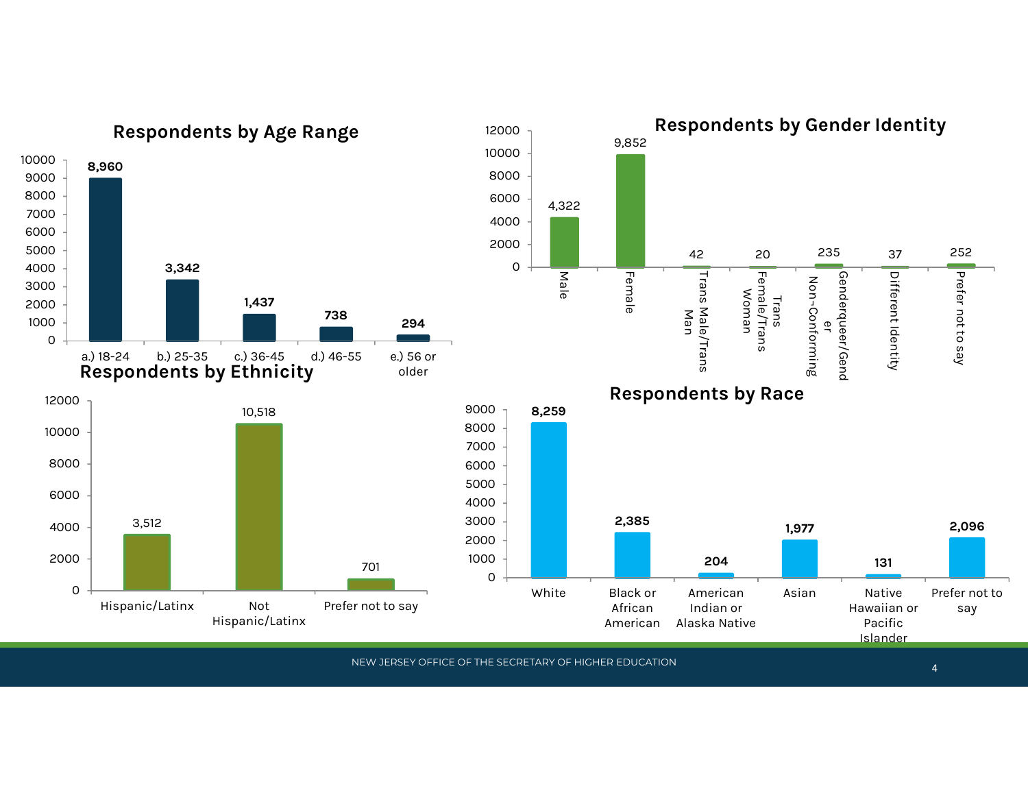## Respondents by Age Range

| Age Range | Respondents |
|---|---|
| a.) 18-24 | 8,960 |
| b.) 25-35 | 3,342 |
| c.) 36-45 | 1,437 |
| d.) 46-55 | 738 |
| e.) 56 or older | 294 |

## Respondents by Gender Identity

| Gender Identity | Respondents |
|---|---|
| Male | 4,322 |
| Female | 9,852 |
| Trans Male/Trans Man | 42 |
| Trans Female/Trans Woman | 20 |
| Genderqueer/Gender Non-Conforming | 235 |
| Different Identity | 37 |
| Prefer not to say | 252 |

## Respondents by Ethnicity

| Ethnicity | Respondents |
|---|---|
| Hispanic/Latinx | 3,512 |
| Not Hispanic/Latinx | 10,518 |
| Prefer not to say | 701 |

## Respondents by Race

| Race | Respondents |
|---|---|
| White | 8,259 |
| Black or African American | 2,385 |
| American Indian or Alaska Native | 204 |
| Asian | 1,977 |
| Native Hawaiian or Pacific Islander | 131 |
| Prefer not to say | 2,096 |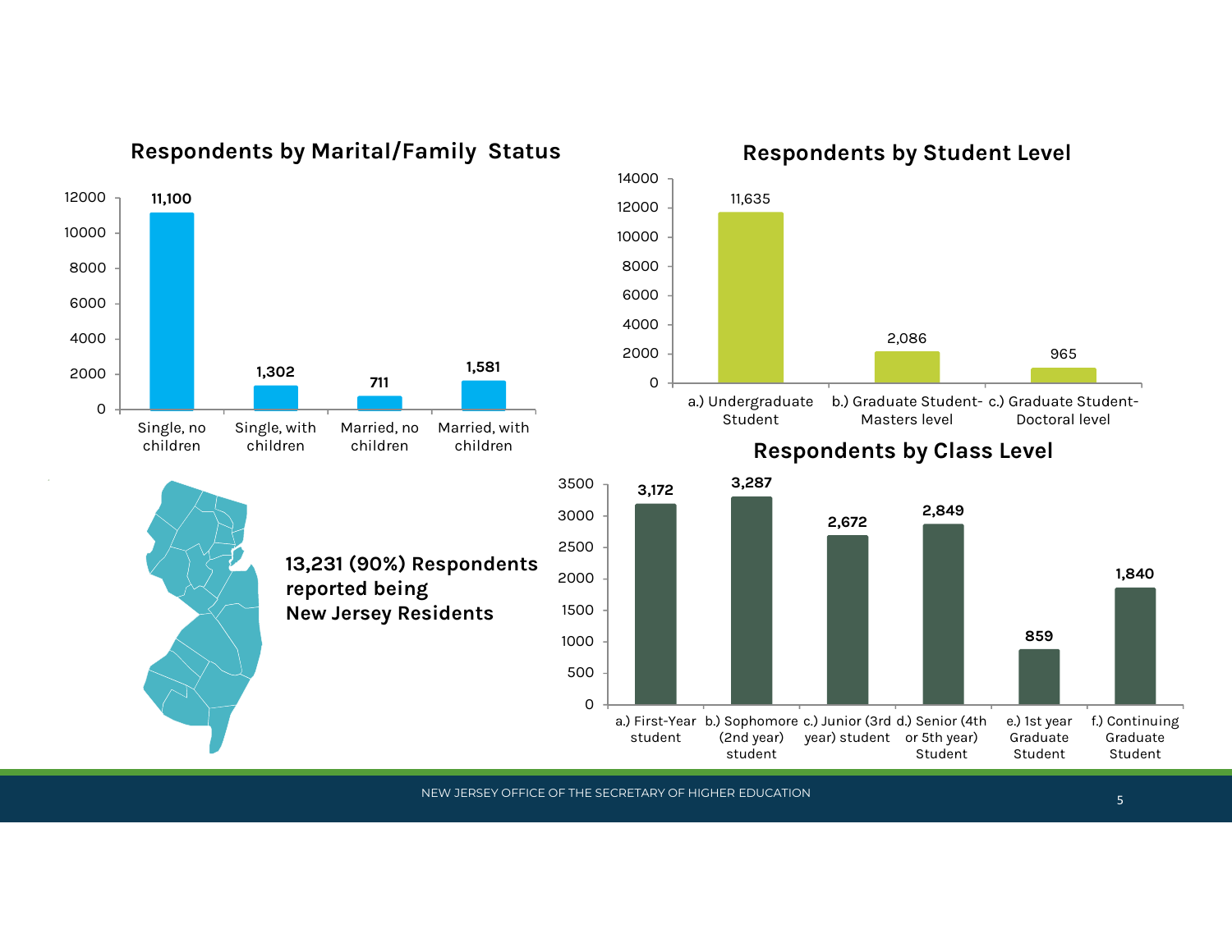## Respondents by Marital/Family Status

| Status | Respondents |
|---|---|
| Single, no children | 11,100 |
| Single, with children | 1,302 |
| Married, no children | 711 |
| Married, with children | 1,581 |

## Respondents by Student Level

| Student Level | Respondents |
|---|---|
| a.) Undergraduate Student | 11,635 |
| b.) Graduate Student- Masters level | 2,086 |
| c.) Graduate Student- Doctoral level | 965 |

**13,231 (90%) Respondents reported being New Jersey Residents**

## Respondents by Class Level

| Class Level | Respondents |
|---|---|
| a.) First-Year student | 3,172 |
| b.) Sophomore (2nd year) student | 3,287 |
| c.) Junior (3rd year) student | 2,672 |
| d.) Senior (4th or 5th year) Student | 2,849 |
| e.) 1st year Graduate Student | 859 |
| f.) Continuing Graduate Student | 1,840 |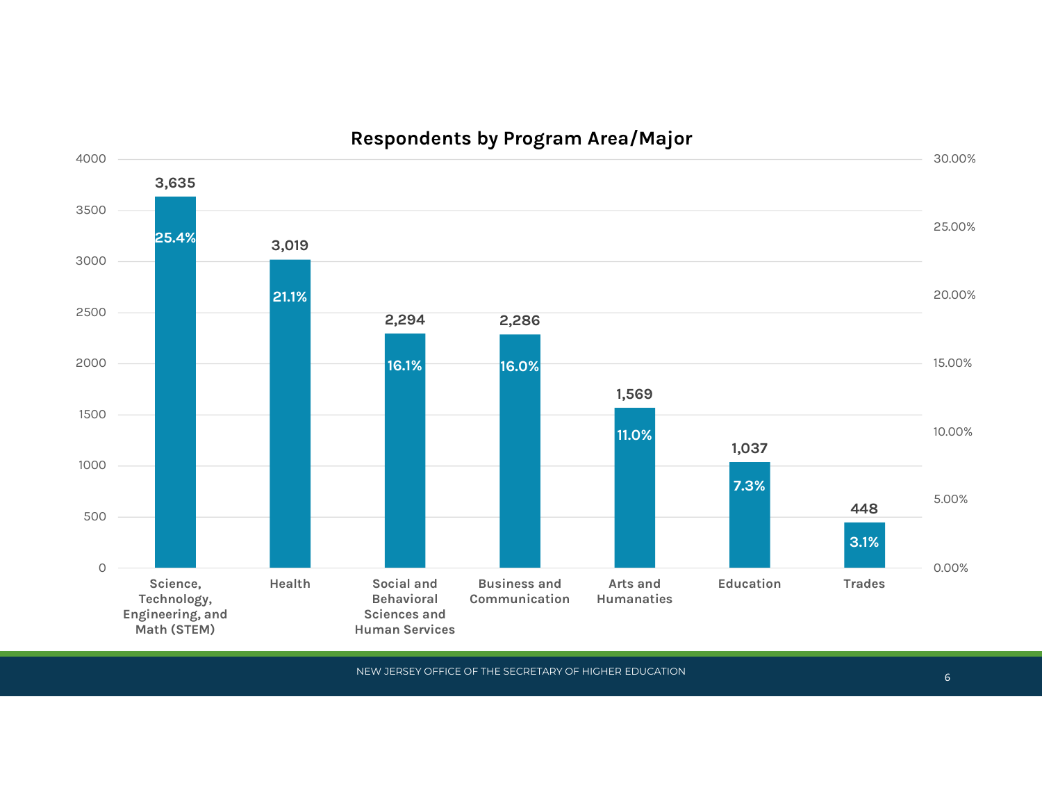## Respondents by Program Area/Major

| Program Area/Major | Respondents | Percent |
|---|---|---|
| Science, Technology, Engineering, and Math (STEM) | 3,635 | 25.4% |
| Health | 3,019 | 21.1% |
| Social and Behavioral Sciences and Human Services | 2,294 | 16.1% |
| Business and Communication | 2,286 | 16.0% |
| Arts and Humanaties | 1,569 | 11.0% |
| Education | 1,037 | 7.3% |
| Trades | 448 | 3.1% |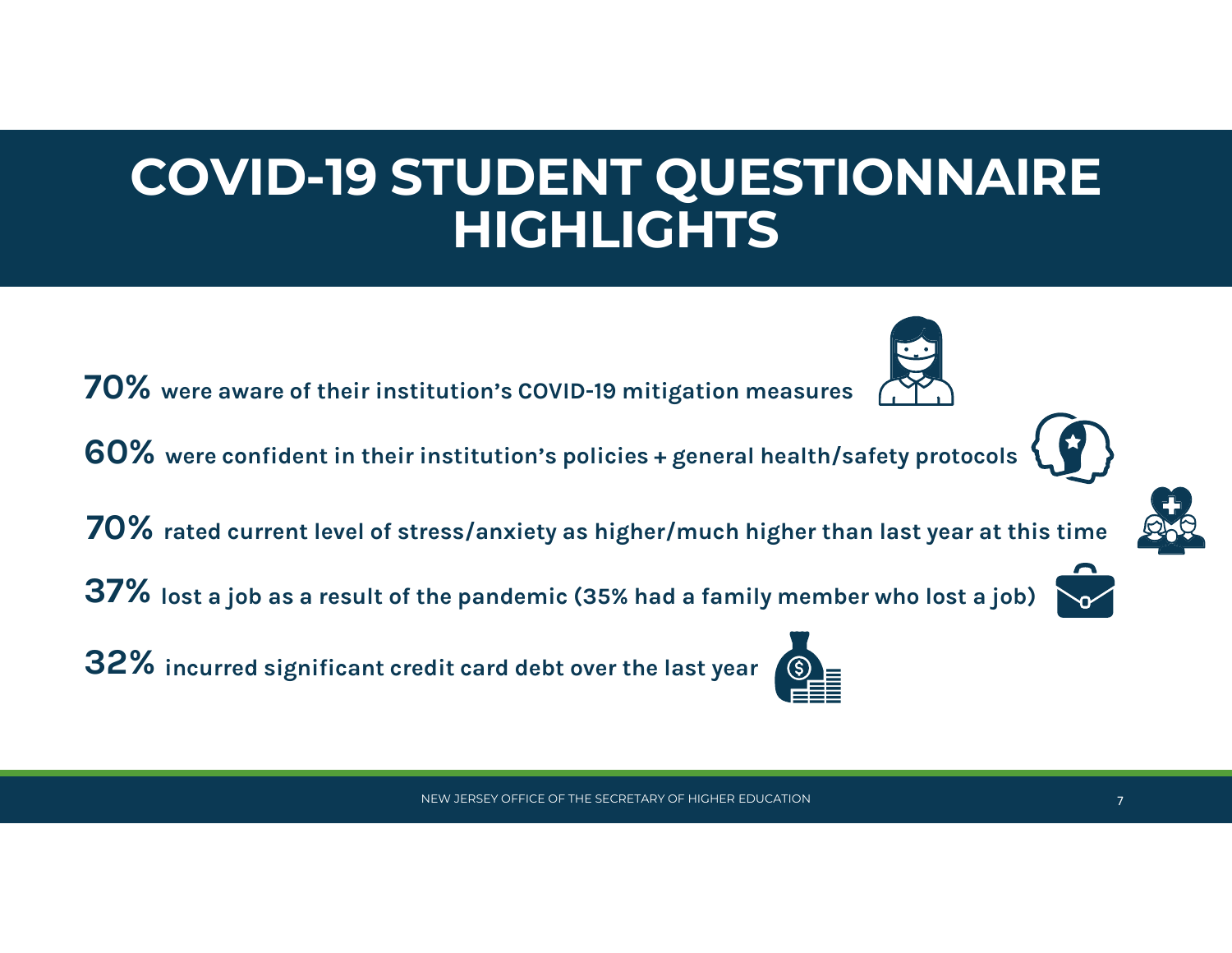# COVID-19 STUDENT QUESTIONNAIRE HIGHLIGHTS

**70%** **were aware of their institution's COVID-19 mitigation measures**

**60%** **were confident in their institution's policies + general health/safety protocols**

**70%** **rated current level of stress/anxiety as higher/much higher than last year at this time**

**37%** **lost a job as a result of the pandemic (35% had a family member who lost a job)**

**32%** **incurred significant credit card debt over the last year**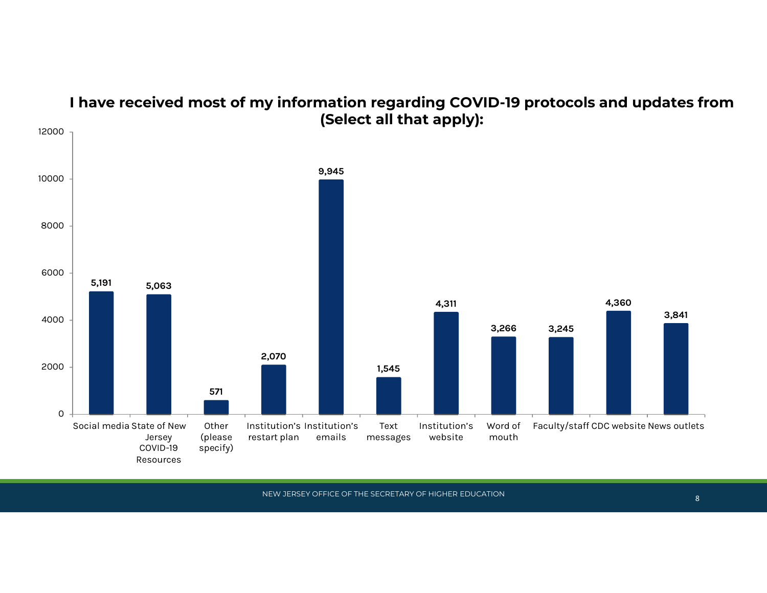## I have received most of my information regarding COVID-19 protocols and updates from (Select all that apply):

| Source | Count |
| --- | --- |
| Social media | 5,191 |
| State of New Jersey COVID-19 Resources | 5,063 |
| Other (please specify) | 571 |
| Institution's restart plan | 2,070 |
| Institution's emails | 9,945 |
| Text messages | 1,545 |
| Institution's website | 4,311 |
| Word of mouth | 3,266 |
| Faculty/staff | 3,245 |
| CDC website | 4,360 |
| News outlets | 3,841 |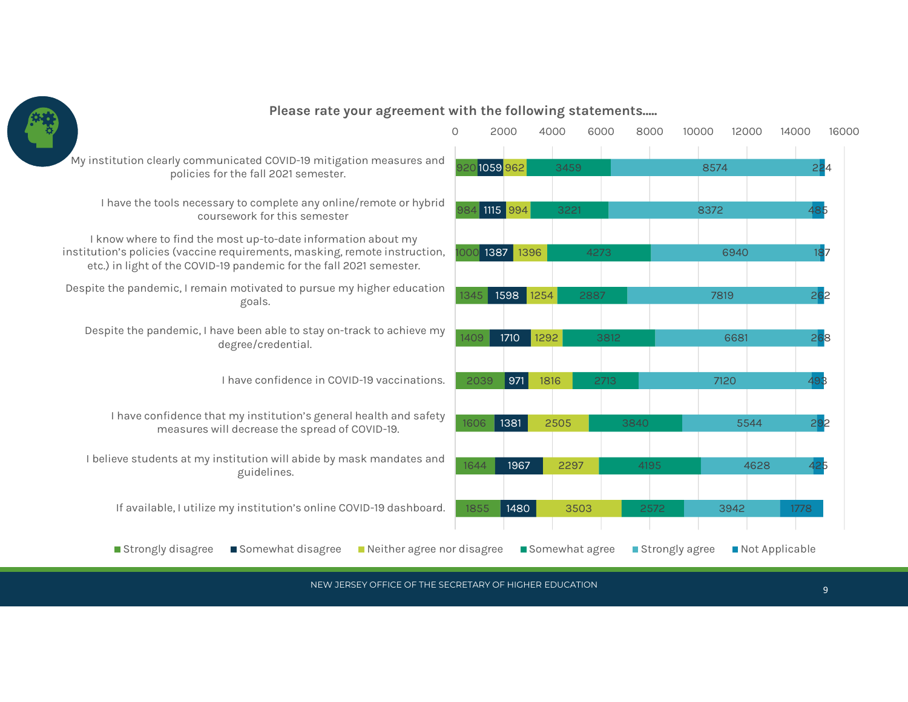## Please rate your agreement with the following statements.....

| Statement | Strongly disagree | Somewhat disagree | Neither agree nor disagree | Somewhat agree | Strongly agree | Not Applicable |
|---|---|---|---|---|---|---|
| My institution clearly communicated COVID-19 mitigation measures and policies for the fall 2021 semester. | 920 | 1059 | 962 | 3459 | 8574 | 224 |
| I have the tools necessary to complete any online/remote or hybrid coursework for this semester | 984 | 1115 | 994 | 3221 | 8372 | 485 |
| I know where to find the most up-to-date information about my institution's policies (vaccine requirements, masking, remote instruction, etc.) in light of the COVID-19 pandemic for the fall 2021 semester. | 1000 | 1387 | 1396 | 4273 | 6940 | 187 |
| Despite the pandemic, I remain motivated to pursue my higher education goals. | 1345 | 1598 | 1254 | 2887 | 7819 | 262 |
| Despite the pandemic, I have been able to stay on-track to achieve my degree/credential. | 1409 | 1710 | 1292 | 3812 | 6681 | 268 |
| I have confidence in COVID-19 vaccinations. | 2039 | 971 | 1816 | 2713 | 7120 | 493 |
| I have confidence that my institution's general health and safety measures will decrease the spread of COVID-19. | 1606 | 1381 | 2505 | 3840 | 5544 | 292 |
| I believe students at my institution will abide by mask mandates and guidelines. | 1644 | 1967 | 2297 | 4195 | 4628 | 425 |
| If available, I utilize my institution's online COVID-19 dashboard. | 1855 | 1480 | 3503 | 2572 | 3942 | 1778 |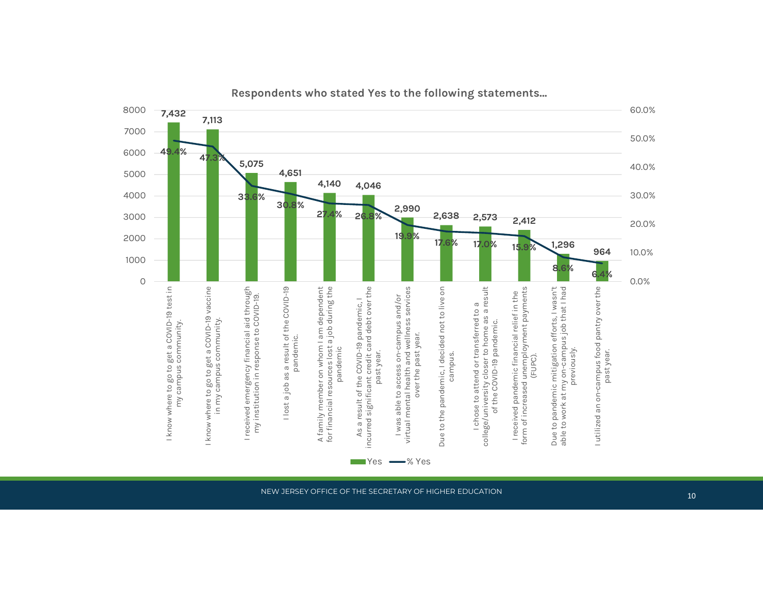## Respondents who stated Yes to the following statements...

| Statement | Yes | % Yes |
|---|---|---|
| I know where to go to get a COVID-19 test in my campus community. | 7,432 | 49.4% |
| I know where to go to get a COVID-19 vaccine in my campus community. | 7,113 | 47.3% |
| I received emergency financial aid through my institution in response to COVID-19. | 5,075 | 33.6% |
| I lost a job as a result of the COVID-19 pandemic. | 4,651 | 30.8% |
| A family member on whom I am dependent for financial resources lost a job during the pandemic | 4,140 | 27.4% |
| As a result of the COVID-19 pandemic, I incurred significant credit card debt over the past year. | 4,046 | 26.8% |
| I was able to access on-campus and/or virtual mental health and wellness services over the past year. | 2,990 | 19.9% |
| Due to the pandemic, I decided not to live on campus. | 2,638 | 17.6% |
| I chose to attend or transferred to a college/university closer to home as a result of the COVID-19 pandemic. | 2,573 | 17.0% |
| I received pandemic financial relief in the form of increased unemployment payments (FUPC). | 2,412 | 15.9% |
| Due to pandemic mitigation efforts, I wasn't able to work at my on-campus job that I had previously. | 1,296 | 8.6% |
| I utilized an on-campus food pantry over the past year. | 964 | 6.4% |

NEW JERSEY OFFICE OF THE SECRETARY OF HIGHER EDUCATION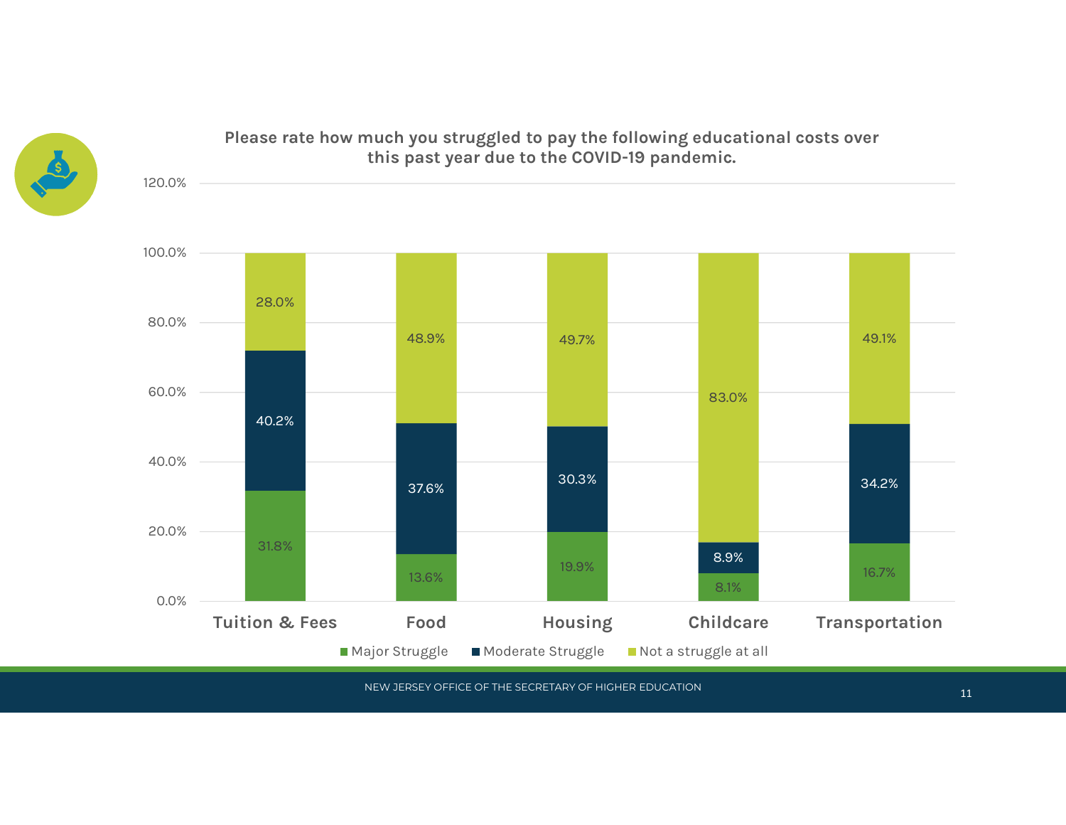## Please rate how much you struggled to pay the following educational costs over this past year due to the COVID-19 pandemic.

| | Major Struggle | Moderate Struggle | Not a struggle at all |
|---|---|---|---|
| Tuition & Fees | 31.8% | 40.2% | 28.0% |
| Food | 13.6% | 37.6% | 48.9% |
| Housing | 19.9% | 30.3% | 49.7% |
| Childcare | 8.1% | 8.9% | 83.0% |
| Transportation | 16.7% | 34.2% | 49.1% |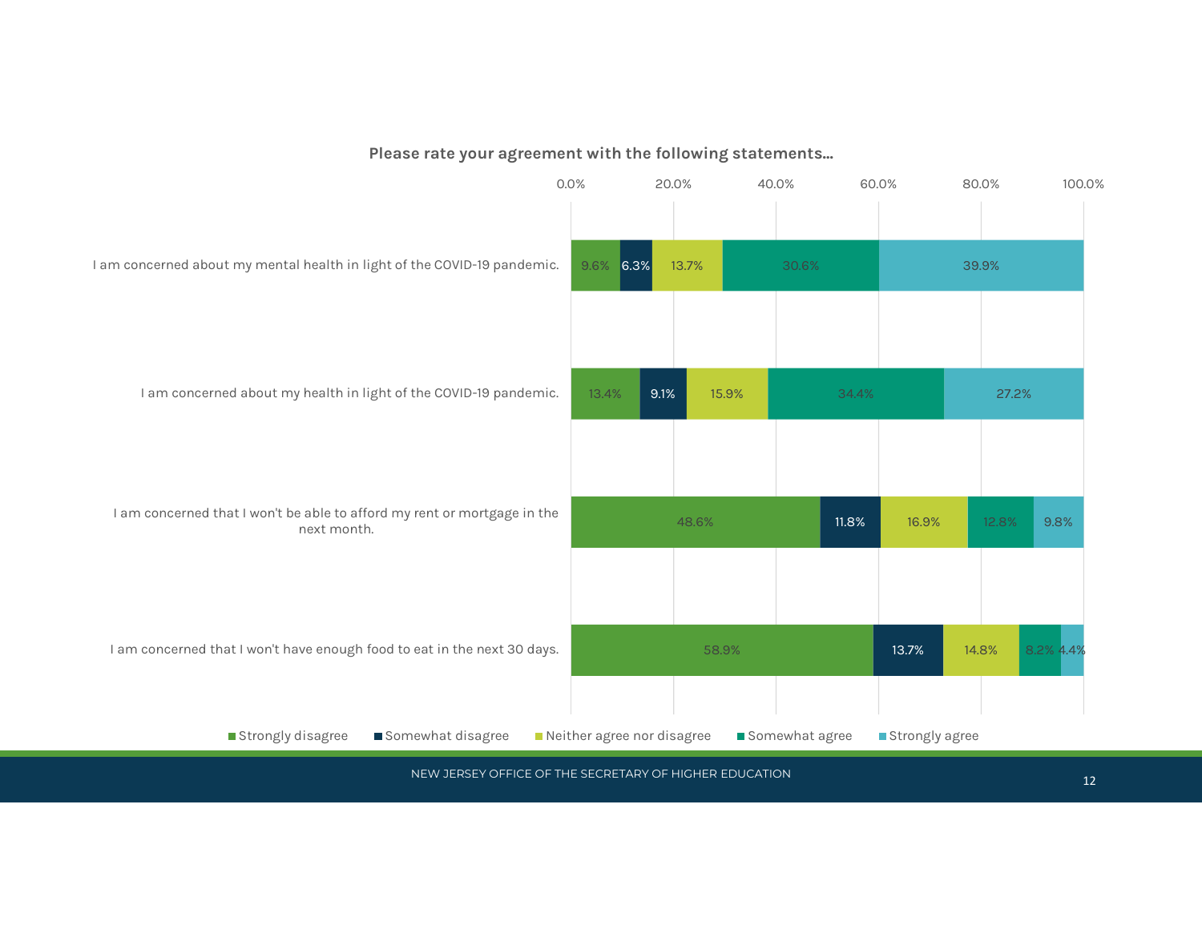**Please rate your agreement with the following statements...**

| Statement | Strongly disagree | Somewhat disagree | Neither agree nor disagree | Somewhat agree | Strongly agree |
|---|---|---|---|---|---|
| I am concerned about my mental health in light of the COVID-19 pandemic. | 9.6% | 6.3% | 13.7% | 30.6% | 39.9% |
| I am concerned about my health in light of the COVID-19 pandemic. | 13.4% | 9.1% | 15.9% | 34.4% | 27.2% |
| I am concerned that I won't be able to afford my rent or mortgage in the next month. | 48.6% | 11.8% | 16.9% | 12.8% | 9.8% |
| I am concerned that I won't have enough food to eat in the next 30 days. | 58.9% | 13.7% | 14.8% | 8.2% | 4.4% |

NEW JERSEY OFFICE OF THE SECRETARY OF HIGHER EDUCATION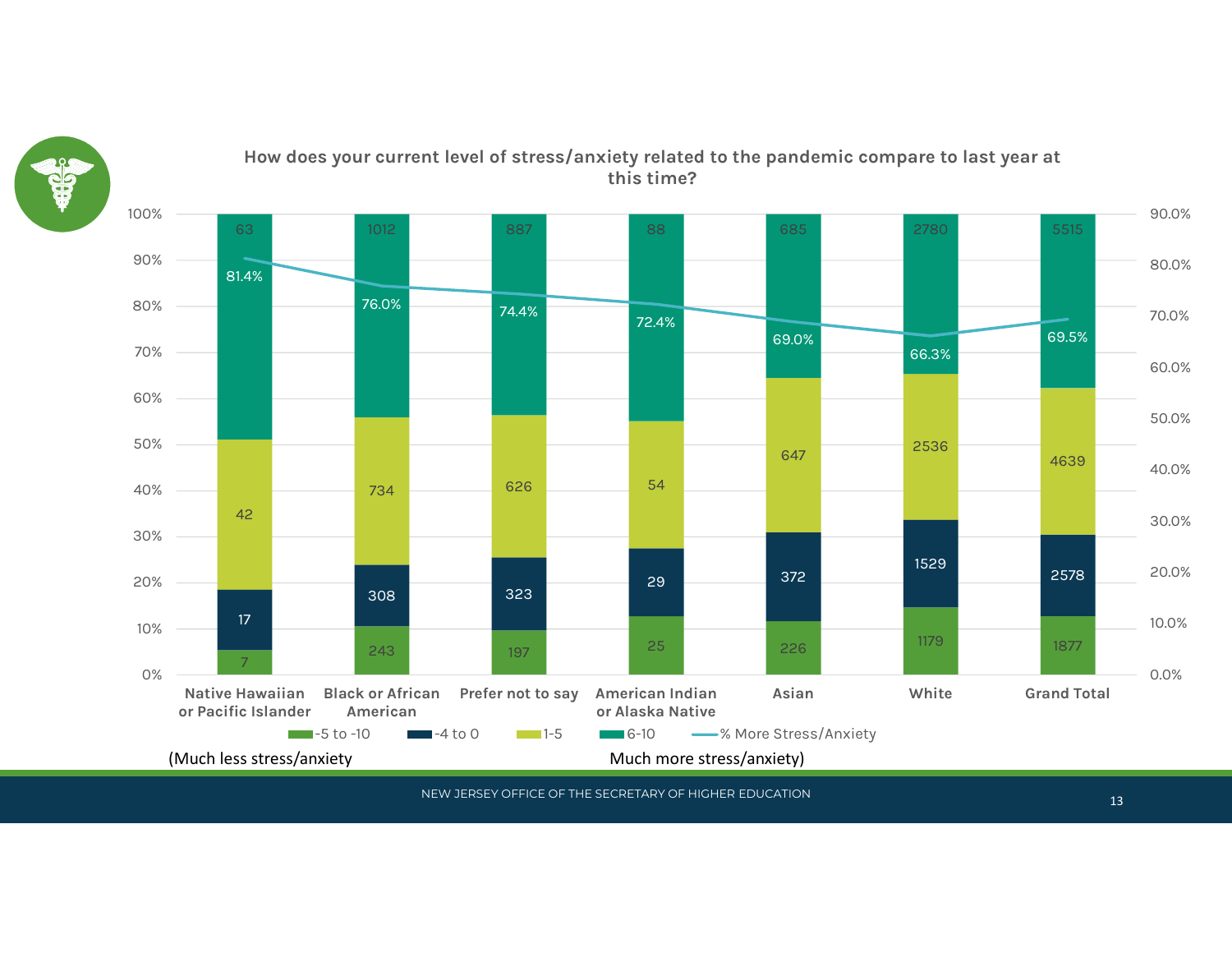## How does your current level of stress/anxiety related to the pandemic compare to last year at this time?

| | -5 to -10 | -4 to 0 | 1-5 | 6-10 | % More Stress/Anxiety |
|---|---|---|---|---|---|
| Native Hawaiian or Pacific Islander | 7 | 17 | 42 | 63 | 81.4% |
| Black or African American | 243 | 308 | 734 | 1012 | 76.0% |
| Prefer not to say | 197 | 323 | 626 | 887 | 74.4% |
| American Indian or Alaska Native | 25 | 29 | 54 | 88 | 72.4% |
| Asian | 226 | 372 | 647 | 685 | 69.0% |
| White | 1179 | 1529 | 2536 | 2780 | 66.3% |
| Grand Total | 1877 | 2578 | 4639 | 5515 | 69.5% |

(Much less stress/anxiety ... Much more stress/anxiety)

NEW JERSEY OFFICE OF THE SECRETARY OF HIGHER EDUCATION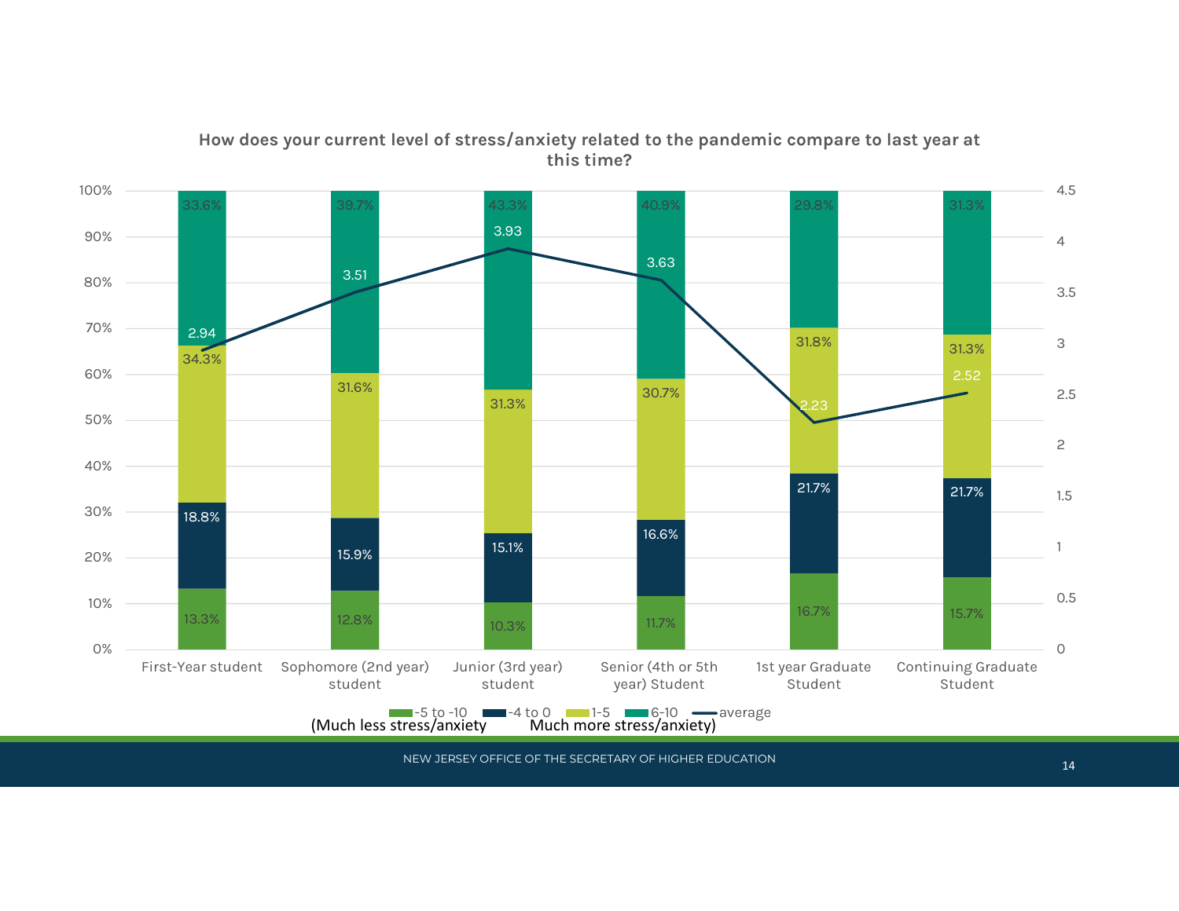## How does your current level of stress/anxiety related to the pandemic compare to last year at this time?

| | -5 to -10 | -4 to 0 | 1-5 | 6-10 | average |
|---|---|---|---|---|---|
| First-Year student | 13.3% | 18.8% | 34.3% | 33.6% | 2.94 |
| Sophomore (2nd year) student | 12.8% | 15.9% | 31.6% | 39.7% | 3.51 |
| Junior (3rd year) student | 10.3% | 15.1% | 31.3% | 43.3% | 3.93 |
| Senior (4th or 5th year) Student | 11.7% | 16.6% | 30.7% | 40.9% | 3.63 |
| 1st year Graduate Student | 16.7% | 21.7% | 31.8% | 29.8% | 2.23 |
| Continuing Graduate Student | 15.7% | 21.7% | 31.3% | 31.3% | 2.52 |

(Much less stress/anxiety — Much more stress/anxiety)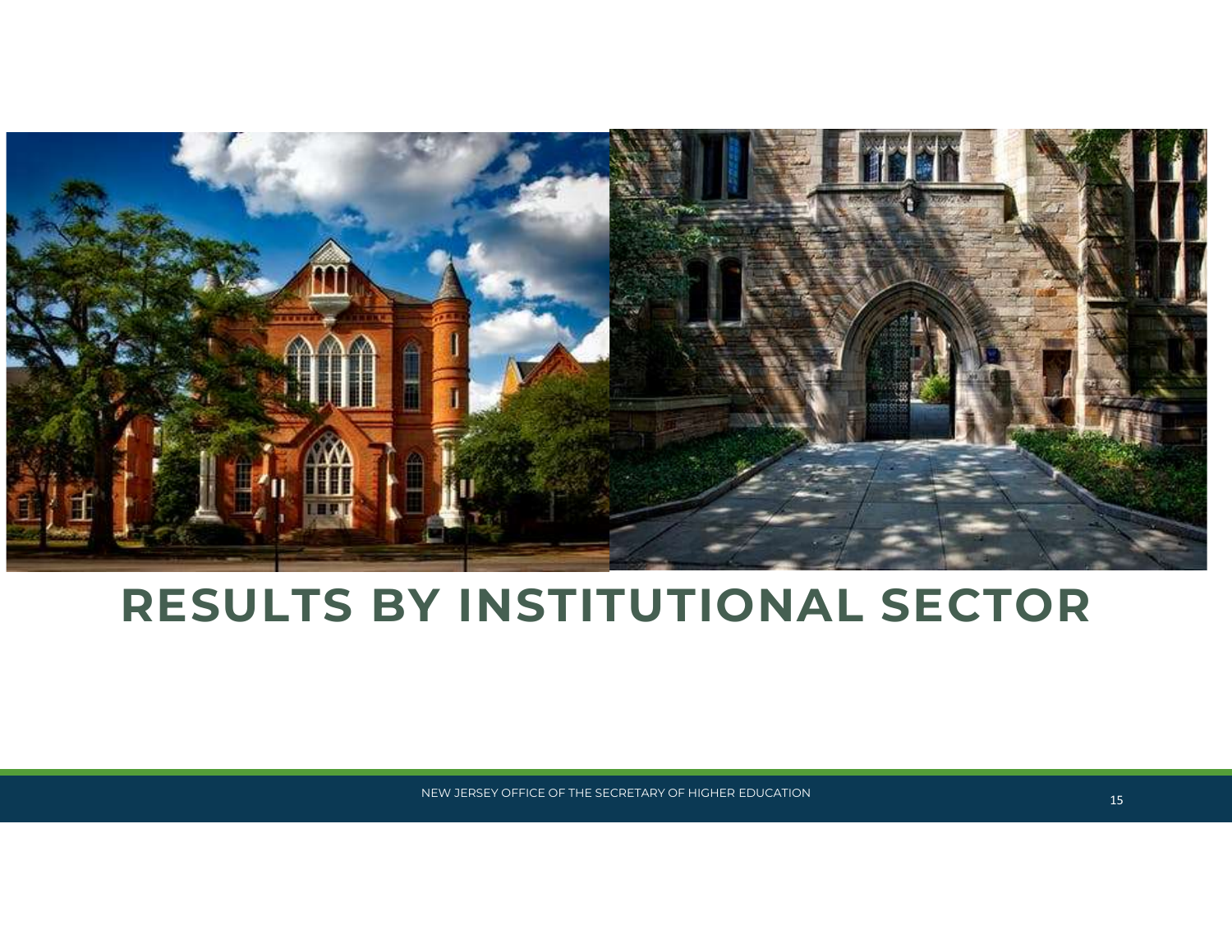# RESULTS BY INSTITUTIONAL SECTOR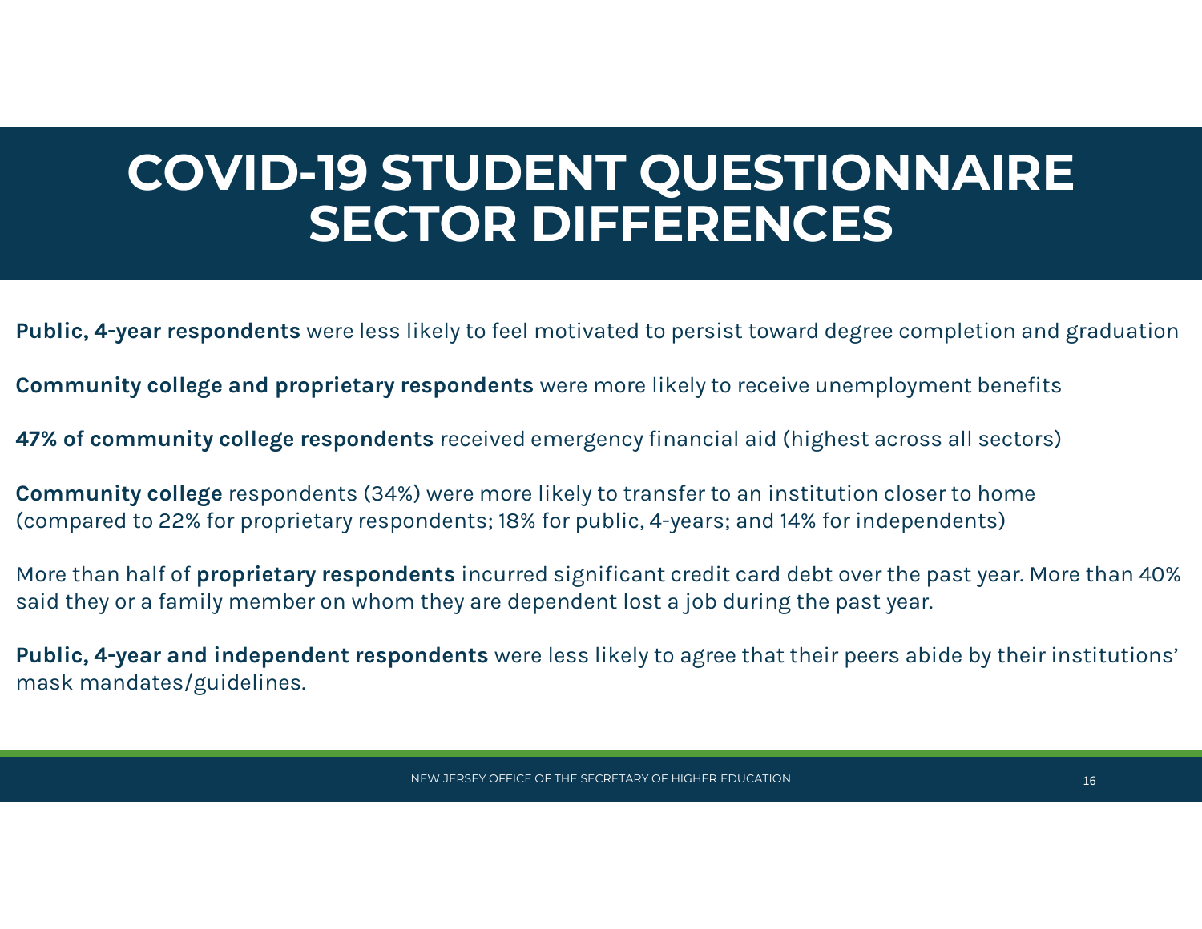# COVID-19 STUDENT QUESTIONNAIRE SECTOR DIFFERENCES

**Public, 4-year respondents** were less likely to feel motivated to persist toward degree completion and graduation

**Community college and proprietary respondents** were more likely to receive unemployment benefits

**47% of community college respondents** received emergency financial aid (highest across all sectors)

**Community college** respondents (34%) were more likely to transfer to an institution closer to home (compared to 22% for proprietary respondents; 18% for public, 4-years; and 14% for independents)

More than half of **proprietary respondents** incurred significant credit card debt over the past year. More than 40% said they or a family member on whom they are dependent lost a job during the past year.

**Public, 4-year and independent respondents** were less likely to agree that their peers abide by their institutions' mask mandates/guidelines.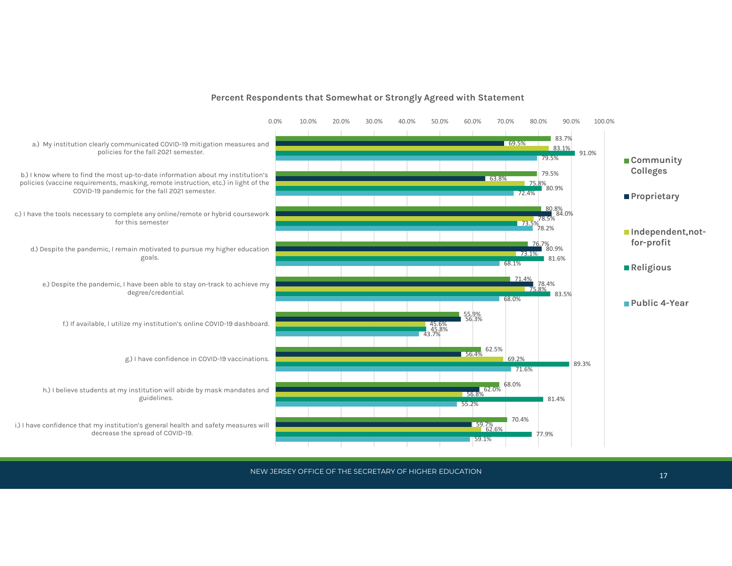## Percent Respondents that Somewhat or Strongly Agreed with Statement

| Statement | Community Colleges | Proprietary | Independent,not-for-profit | Religious | Public 4-Year |
|---|---|---|---|---|---|
| a.) My institution clearly communicated COVID-19 mitigation measures and policies for the fall 2021 semester. | 83.7% | 69.5% | 83.1% | 91.0% | 79.5% |
| b.) I know where to find the most up-to-date information about my institution's policies (vaccine requirements, masking, remote instruction, etc.) in light of the COVID-19 pandemic for the fall 2021 semester. | 79.5% | 63.8% | 75.8% | 80.9% | 72.4% |
| c.) I have the tools necessary to complete any online/remote or hybrid coursework for this semester | 80.8% | 84.0% | 78.5% | 73.5% | 78.2% |
| d.) Despite the pandemic, I remain motivated to pursue my higher education goals. | 76.7% | 80.9% | 73.1% | 81.6% | 68.1% |
| e.) Despite the pandemic, I have been able to stay on-track to achieve my degree/credential. | 71.4% | 78.4% | 75.8% | 83.5% | 68.0% |
| f.) If available, I utilize my institution's online COVID-19 dashboard. | 55.9% | 56.3% | 45.6% | 45.8% | 43.7% |
| g.) I have confidence in COVID-19 vaccinations. | 62.5% | 56.4% | 69.2% | 89.3% | 71.6% |
| h.) I believe students at my institution will abide by mask mandates and guidelines. | 68.0% | 62.0% | 56.8% | 81.4% | 55.2% |
| i.) I have confidence that my institution's general health and safety measures will decrease the spread of COVID-19. | 70.4% | 59.7% | 62.6% | 77.9% | 59.1% |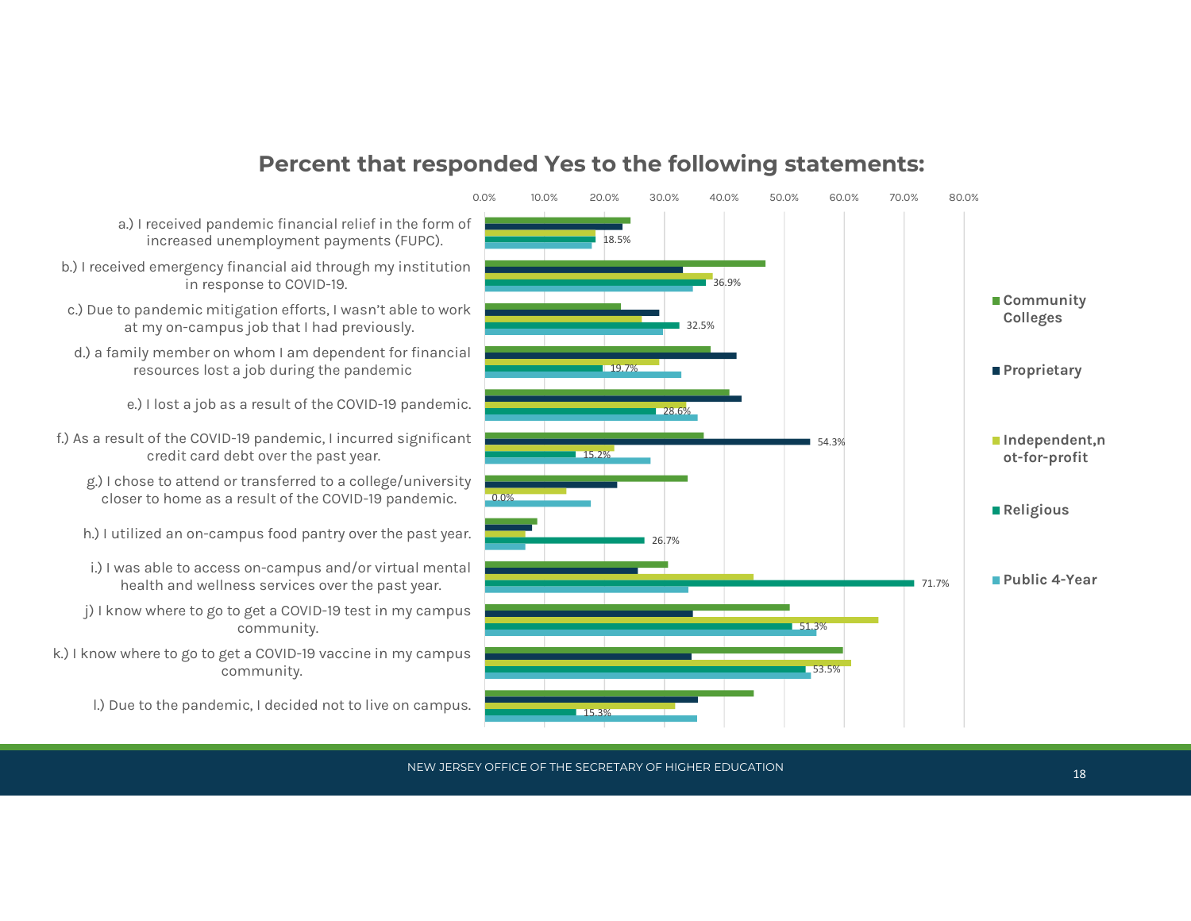## Percent that responded Yes to the following statements:

a.) I received pandemic financial relief in the form of increased unemployment payments (FUPC).

b.) I received emergency financial aid through my institution in response to COVID-19.

c.) Due to pandemic mitigation efforts, I wasn't able to work at my on-campus job that I had previously.

d.) a family member on whom I am dependent for financial resources lost a job during the pandemic

e.) I lost a job as a result of the COVID-19 pandemic.

f.) As a result of the COVID-19 pandemic, I incurred significant credit card debt over the past year.

g.) I chose to attend or transferred to a college/university closer to home as a result of the COVID-19 pandemic.

h.) I utilized an on-campus food pantry over the past year.

i.) I was able to access on-campus and/or virtual mental health and wellness services over the past year.

j) I know where to go to get a COVID-19 test in my campus community.

k.) I know where to go to get a COVID-19 vaccine in my campus community.

l.) Due to the pandemic, I decided not to live on campus.

Labeled values (Religious): a.) 18.5%; b.) 36.9%; c.) 32.5%; d.) 19.7%; e.) 28.6%; f.) 15.2%; g.) 0.0%; h.) 26.7%; i.) 71.7%; j) 51.3%; k.) 53.5%; l.) 15.3%

Legend: Community Colleges; Proprietary; Independent,not-for-profit; Religious; Public 4-Year

NEW JERSEY OFFICE OF THE SECRETARY OF HIGHER EDUCATION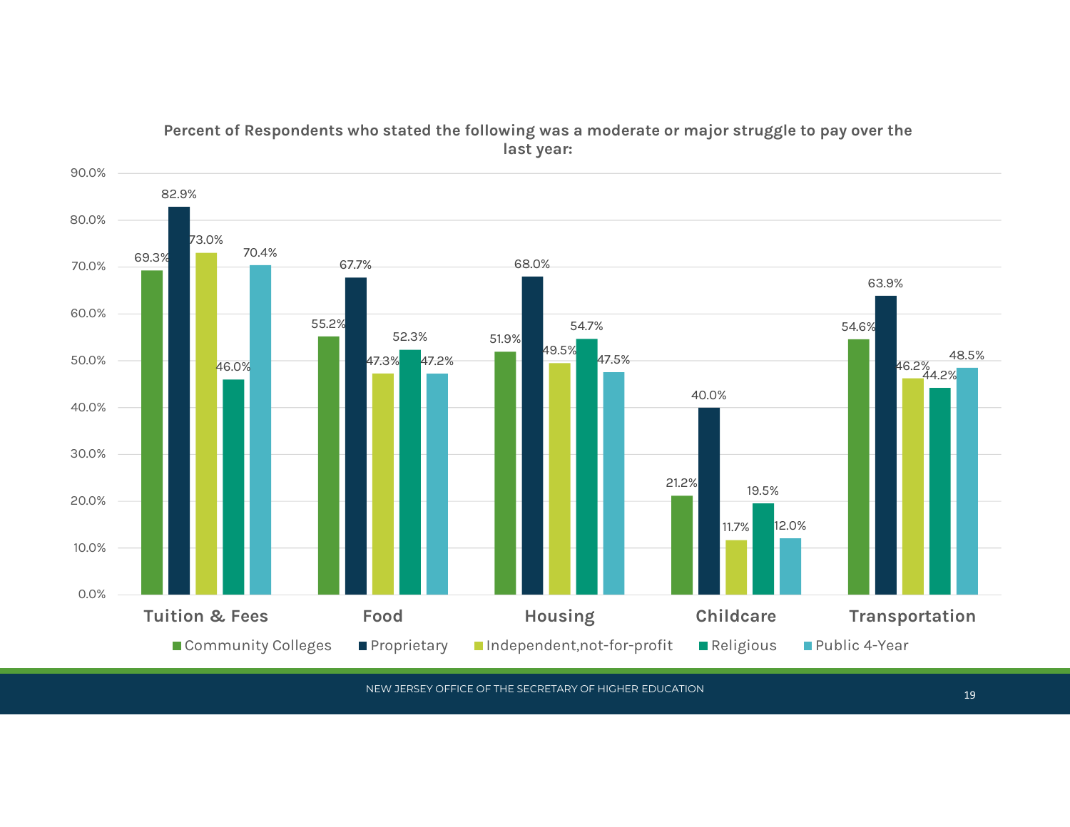**Percent of Respondents who stated the following was a moderate or major struggle to pay over the last year:**

| | Community Colleges | Proprietary | Independent,not-for-profit | Religious | Public 4-Year |
|---|---|---|---|---|---|
| Tuition & Fees | 69.3% | 82.9% | 73.0% | 46.0% | 70.4% |
| Food | 55.2% | 67.7% | 47.3% | 52.3% | 47.2% |
| Housing | 51.9% | 68.0% | 49.5% | 54.7% | 47.5% |
| Childcare | 21.2% | 40.0% | 11.7% | 19.5% | 12.0% |
| Transportation | 54.6% | 63.9% | 46.2% | 44.2% | 48.5% |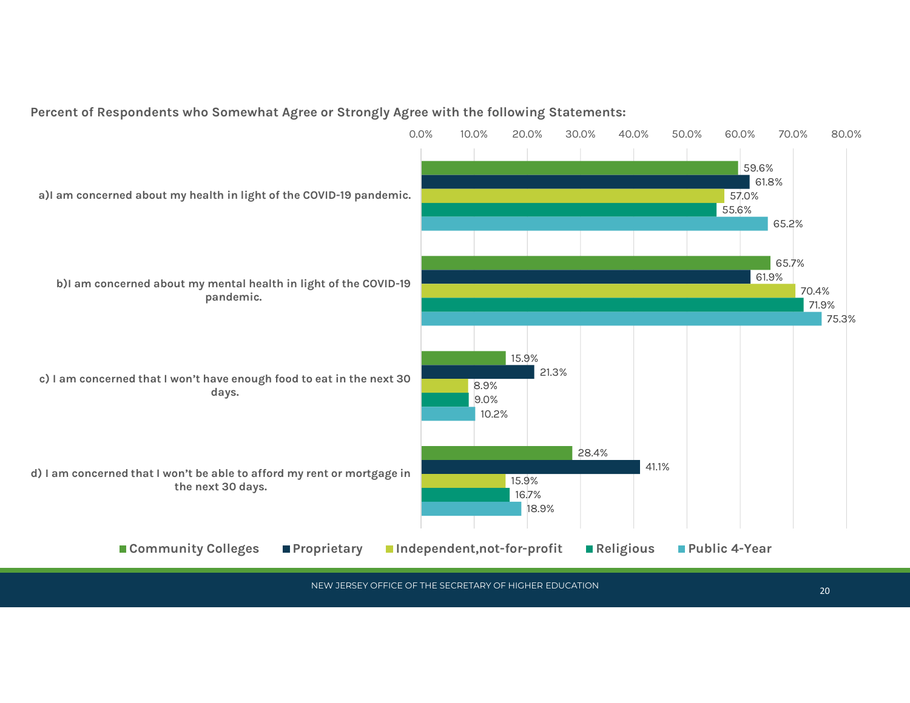**Percent of Respondents who Somewhat Agree or Strongly Agree with the following Statements:**

| Statement | Community Colleges | Proprietary | Independent,not-for-profit | Religious | Public 4-Year |
|---|---|---|---|---|---|
| a)I am concerned about my health in light of the COVID-19 pandemic. | 59.6% | 61.8% | 57.0% | 55.6% | 65.2% |
| b)I am concerned about my mental health in light of the COVID-19 pandemic. | 65.7% | 61.9% | 70.4% | 71.9% | 75.3% |
| c) I am concerned that I won't have enough food to eat in the next 30 days. | 15.9% | 21.3% | 8.9% | 9.0% | 10.2% |
| d) I am concerned that I won't be able to afford my rent or mortgage in the next 30 days. | 28.4% | 41.1% | 15.9% | 16.7% | 18.9% |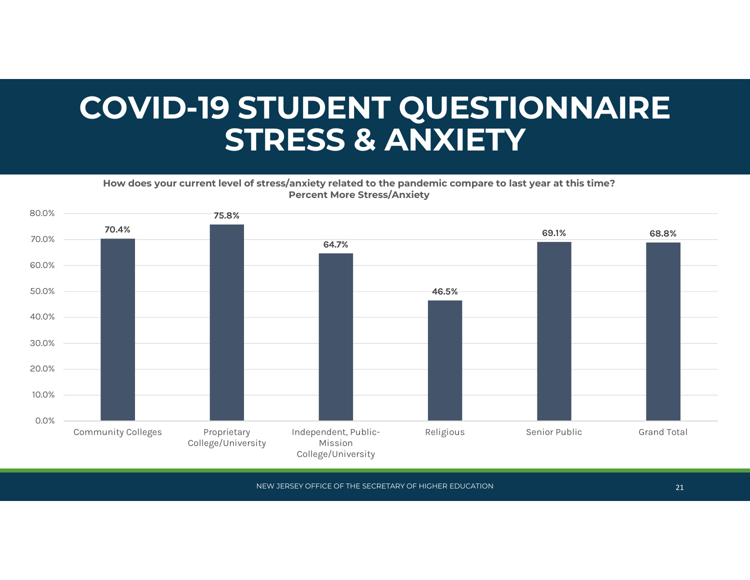# COVID-19 STUDENT QUESTIONNAIRE STRESS & ANXIETY

**How does your current level of stress/anxiety related to the pandemic compare to last year at this time?**
**Percent More Stress/Anxiety**

| Sector | Percent More Stress/Anxiety |
| --- | --- |
| Community Colleges | 70.4% |
| Proprietary College/University | 75.8% |
| Independent, Public-Mission College/University | 64.7% |
| Religious | 46.5% |
| Senior Public | 69.1% |
| Grand Total | 68.8% |

NEW JERSEY OFFICE OF THE SECRETARY OF HIGHER EDUCATION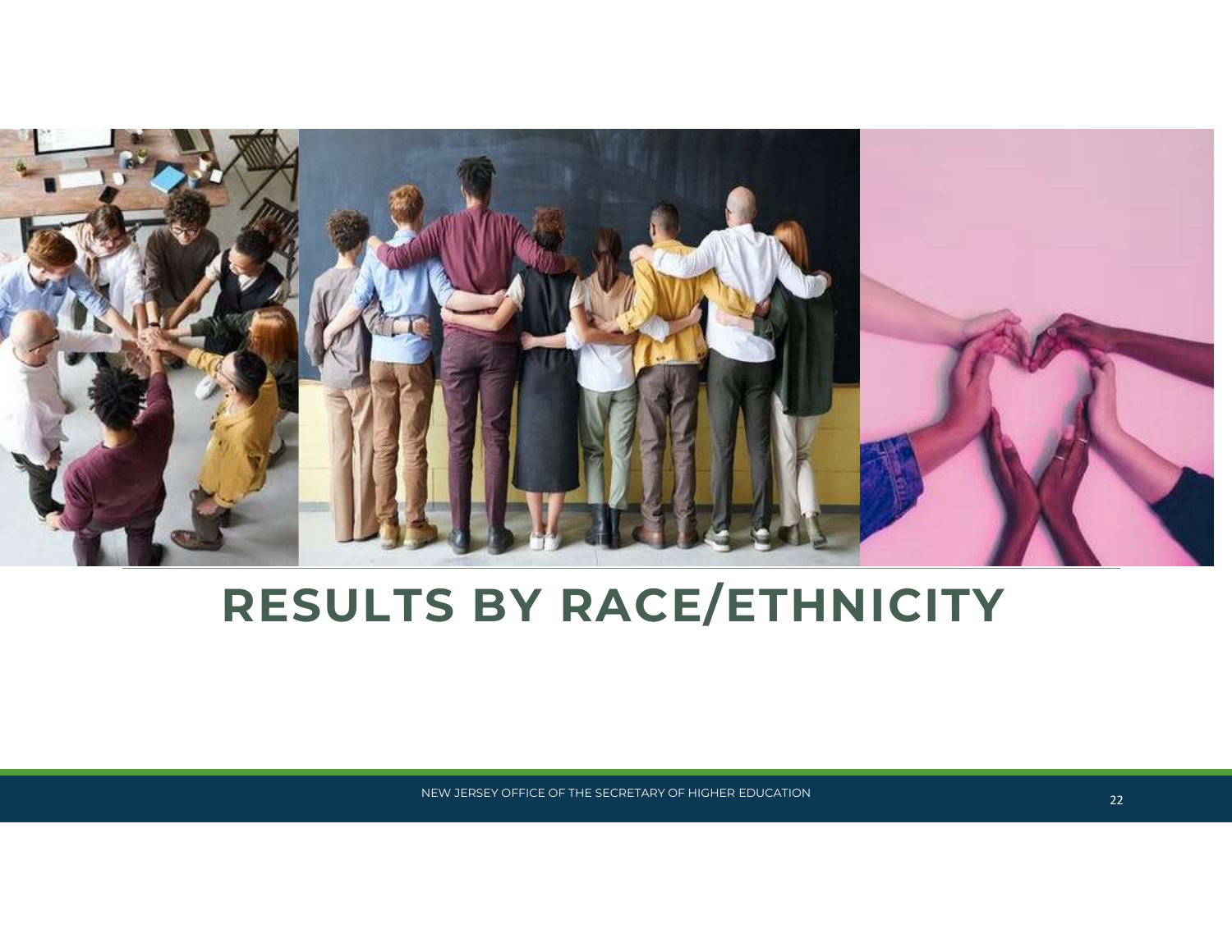# RESULTS BY RACE/ETHNICITY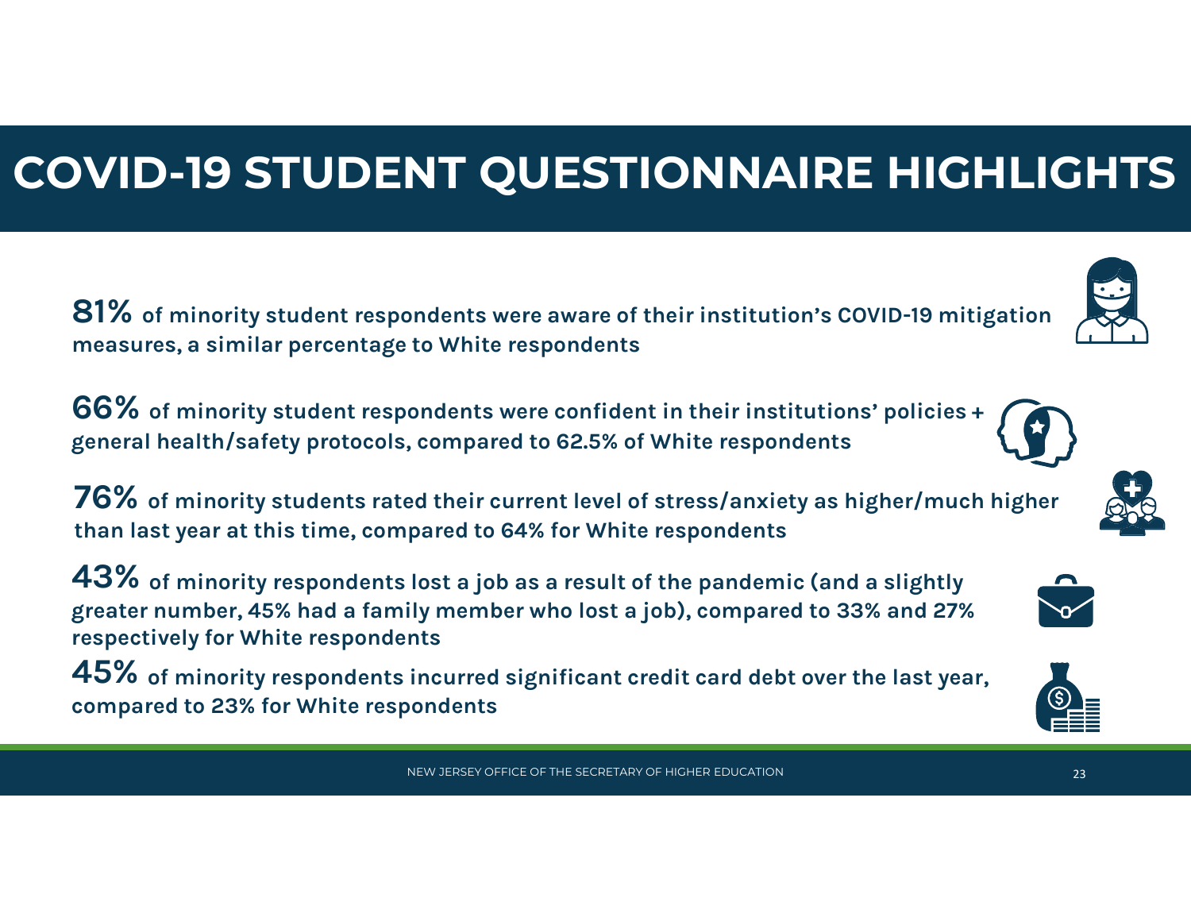# COVID-19 STUDENT QUESTIONNAIRE HIGHLIGHTS

**81%** **of minority student respondents were aware of their institution's COVID-19 mitigation measures, a similar percentage to White respondents**

**66%** **of minority student respondents were confident in their institutions' policies + general health/safety protocols, compared to 62.5% of White respondents**

**76%** **of minority students rated their current level of stress/anxiety as higher/much higher than last year at this time, compared to 64% for White respondents**

**43%** **of minority respondents lost a job as a result of the pandemic (and a slightly greater number, 45% had a family member who lost a job), compared to 33% and 27% respectively for White respondents**

**45%** **of minority respondents incurred significant credit card debt over the last year, compared to 23% for White respondents**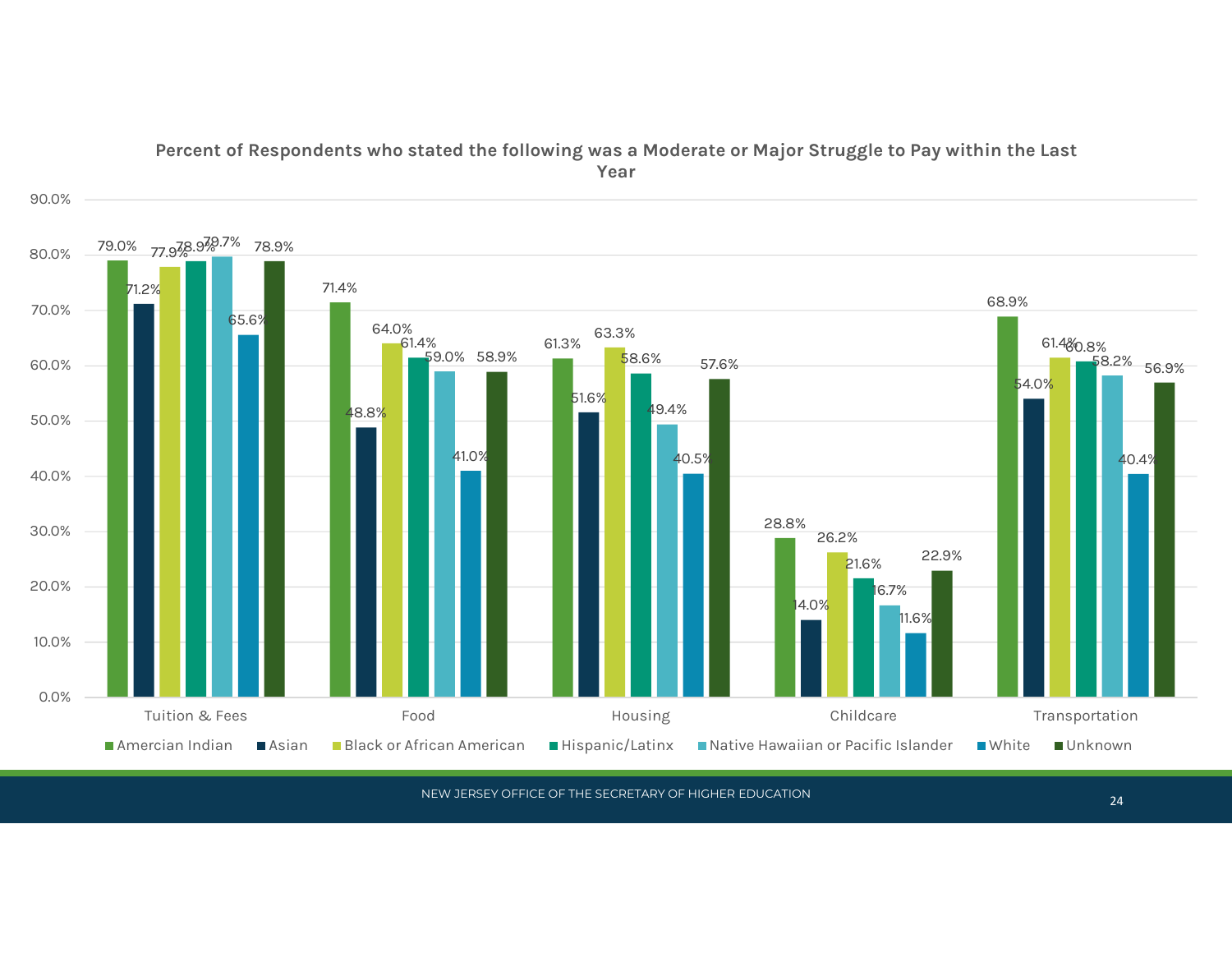**Percent of Respondents who stated the following was a Moderate or Major Struggle to Pay within the Last Year**

| | Amercian Indian | Asian | Black or African American | Hispanic/Latinx | Native Hawaiian or Pacific Islander | White | Unknown |
|---|---|---|---|---|---|---|---|
| Tuition & Fees | 79.0% | 71.2% | 77.9% | 78.9% | 79.7% | 65.6% | 78.9% |
| Food | 71.4% | 48.8% | 64.0% | 61.4% | 59.0% | 41.0% | 58.9% |
| Housing | 61.3% | 51.6% | 63.3% | 58.6% | 49.4% | 40.5% | 57.6% |
| Childcare | 28.8% | 14.0% | 26.2% | 21.6% | 16.7% | 11.6% | 22.9% |
| Transportation | 68.9% | 54.0% | 61.4% | 60.8% | 58.2% | 40.4% | 56.9% |

NEW JERSEY OFFICE OF THE SECRETARY OF HIGHER EDUCATION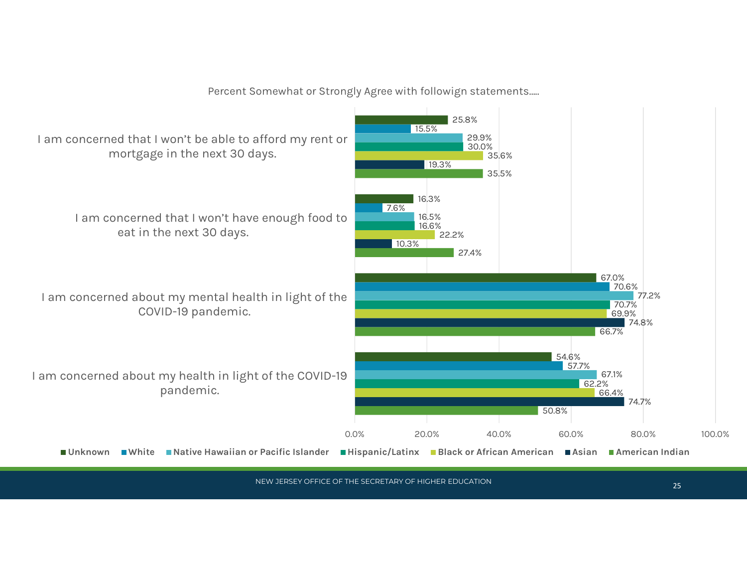Percent Somewhat or Strongly Agree with followign statements.....

| Statement | Unknown | White | Native Hawaiian or Pacific Islander | Hispanic/Latinx | Black or African American | Asian | American Indian |
|---|---|---|---|---|---|---|---|
| I am concerned that I won't be able to afford my rent or mortgage in the next 30 days. | 25.8% | 15.5% | 29.9% | 30.0% | 35.6% | 19.3% | 35.5% |
| I am concerned that I won't have enough food to eat in the next 30 days. | 16.3% | 7.6% | 16.5% | 16.6% | 22.2% | 10.3% | 27.4% |
| I am concerned about my mental health in light of the COVID-19 pandemic. | 67.0% | 70.6% | 77.2% | 70.7% | 69.9% | 74.8% | 66.7% |
| I am concerned about my health in light of the COVID-19 pandemic. | 54.6% | 57.7% | 67.1% | 62.2% | 66.4% | 74.7% | 50.8% |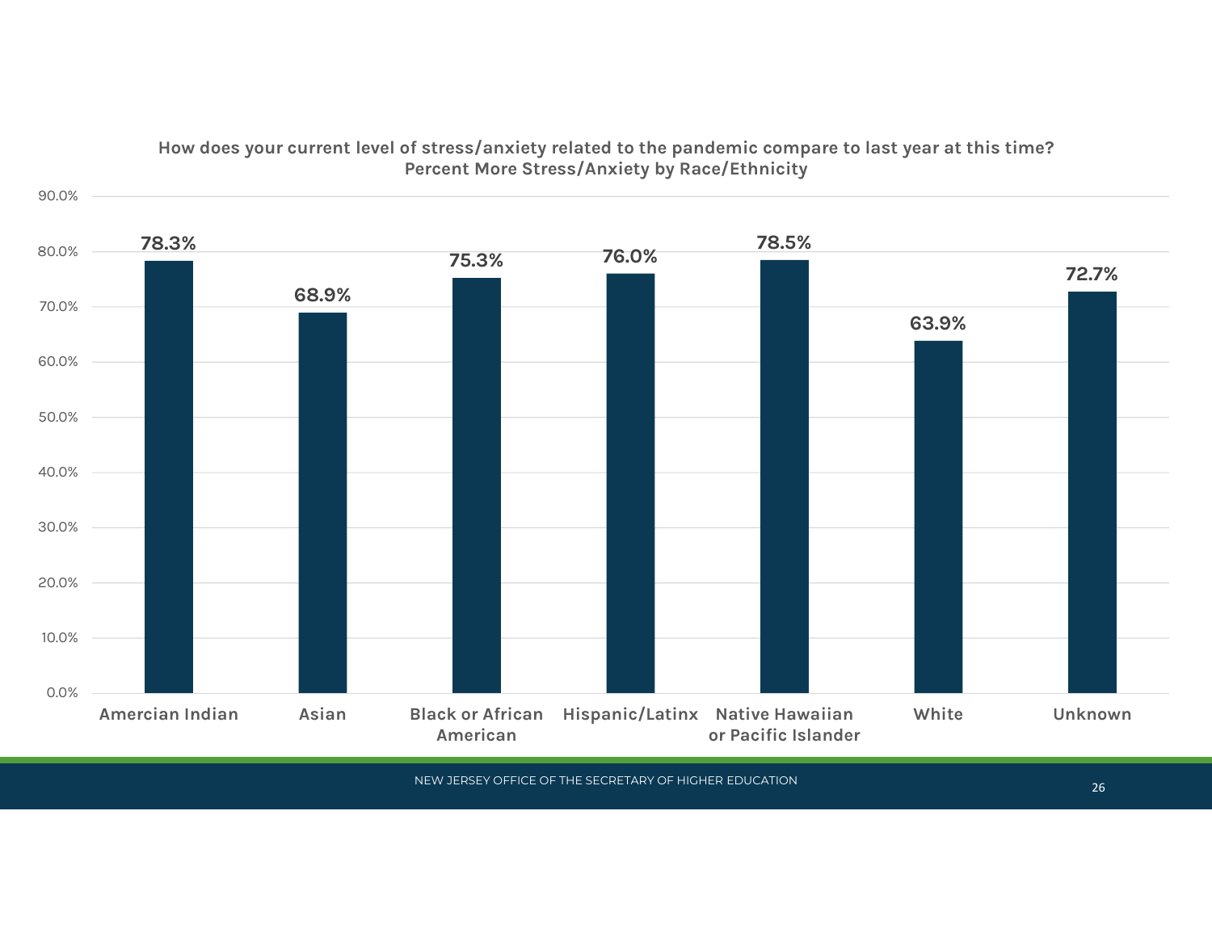**How does your current level of stress/anxiety related to the pandemic compare to last year at this time?**
**Percent More Stress/Anxiety by Race/Ethnicity**

| Race/Ethnicity | Percent More Stress/Anxiety |
|---|---|
| Amercian Indian | 78.3% |
| Asian | 68.9% |
| Black or African American | 75.3% |
| Hispanic/Latinx | 76.0% |
| Native Hawaiian or Pacific Islander | 78.5% |
| White | 63.9% |
| Unknown | 72.7% |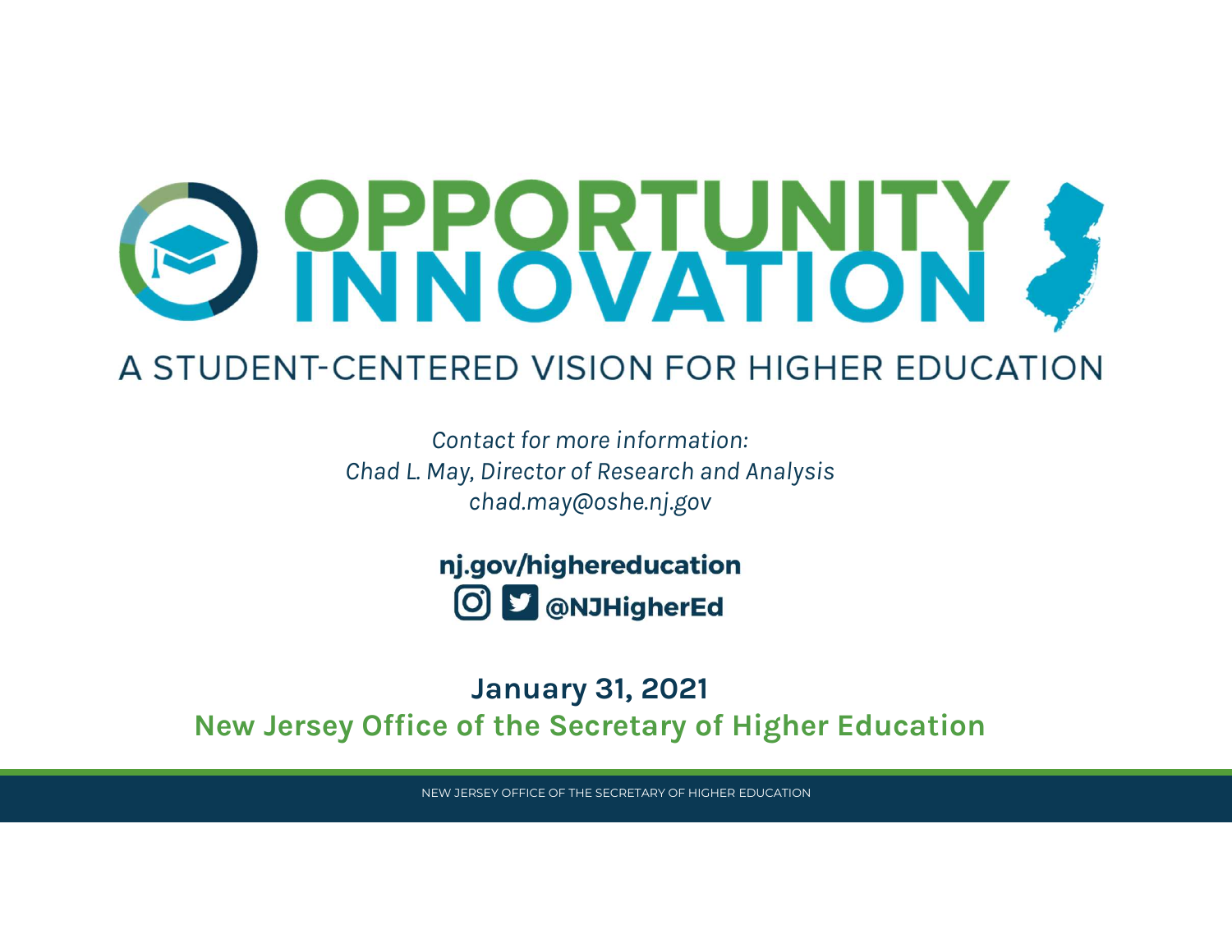# OPPORTUNITY INNOVATION

## A STUDENT-CENTERED VISION FOR HIGHER EDUCATION

*Contact for more information:*
*Chad L. May, Director of Research and Analysis*
*chad.may@oshe.nj.gov*

**nj.gov/highereducation**
**@NJHigherEd**

**January 31, 2021**
**New Jersey Office of the Secretary of Higher Education**